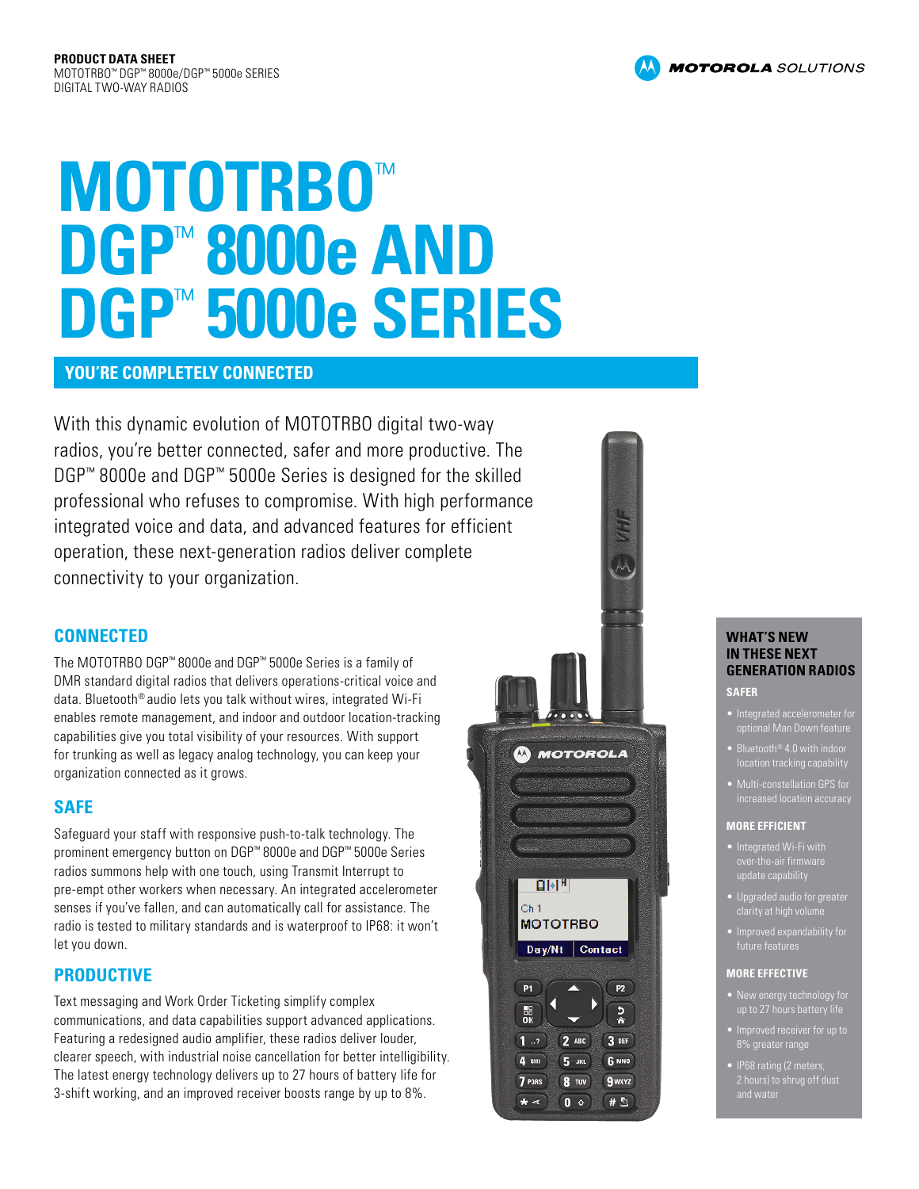**PRODUCT DATA SHEET**
MOTOTRBO™ DGP™ 8000e/DGP™ 5000e SERIES
DIGITAL TWO-WAY RADIOS

# MOTOTRBO™ DGP™ 8000e AND DGP™ 5000e SERIES

## YOU'RE COMPLETELY CONNECTED

With this dynamic evolution of MOTOTRBO digital two-way radios, you're better connected, safer and more productive. The DGP™ 8000e and DGP™ 5000e Series is designed for the skilled professional who refuses to compromise. With high performance integrated voice and data, and advanced features for efficient operation, these next-generation radios deliver complete connectivity to your organization.

## CONNECTED

The MOTOTRBO DGP™ 8000e and DGP™ 5000e Series is a family of DMR standard digital radios that delivers operations-critical voice and data. Bluetooth® audio lets you talk without wires, integrated Wi-Fi enables remote management, and indoor and outdoor location-tracking capabilities give you total visibility of your resources. With support for trunking as well as legacy analog technology, you can keep your organization connected as it grows.

## SAFE

Safeguard your staff with responsive push-to-talk technology. The prominent emergency button on DGP™ 8000e and DGP™ 5000e Series radios summons help with one touch, using Transmit Interrupt to pre-empt other workers when necessary. An integrated accelerometer senses if you've fallen, and can automatically call for assistance. The radio is tested to military standards and is waterproof to IP68: it won't let you down.

## PRODUCTIVE

Text messaging and Work Order Ticketing simplify complex communications, and data capabilities support advanced applications. Featuring a redesigned audio amplifier, these radios deliver louder, clearer speech, with industrial noise cancellation for better intelligibility. The latest energy technology delivers up to 27 hours of battery life for 3-shift working, and an improved receiver boosts range by up to 8%.

## WHAT'S NEW IN THESE NEXT GENERATION RADIOS

### SAFER

- Integrated accelerometer for optional Man Down feature
- Bluetooth® 4.0 with indoor location tracking capability
- Multi-constellation GPS for increased location accuracy

### MORE EFFICIENT

- Integrated Wi-Fi with over-the-air firmware update capability
- Upgraded audio for greater clarity at high volume
- Improved expandability for future features

### MORE EFFECTIVE

- New energy technology for up to 27 hours battery life
- Improved receiver for up to 8% greater range
- IP68 rating (2 meters, 2 hours) to shrug off dust and water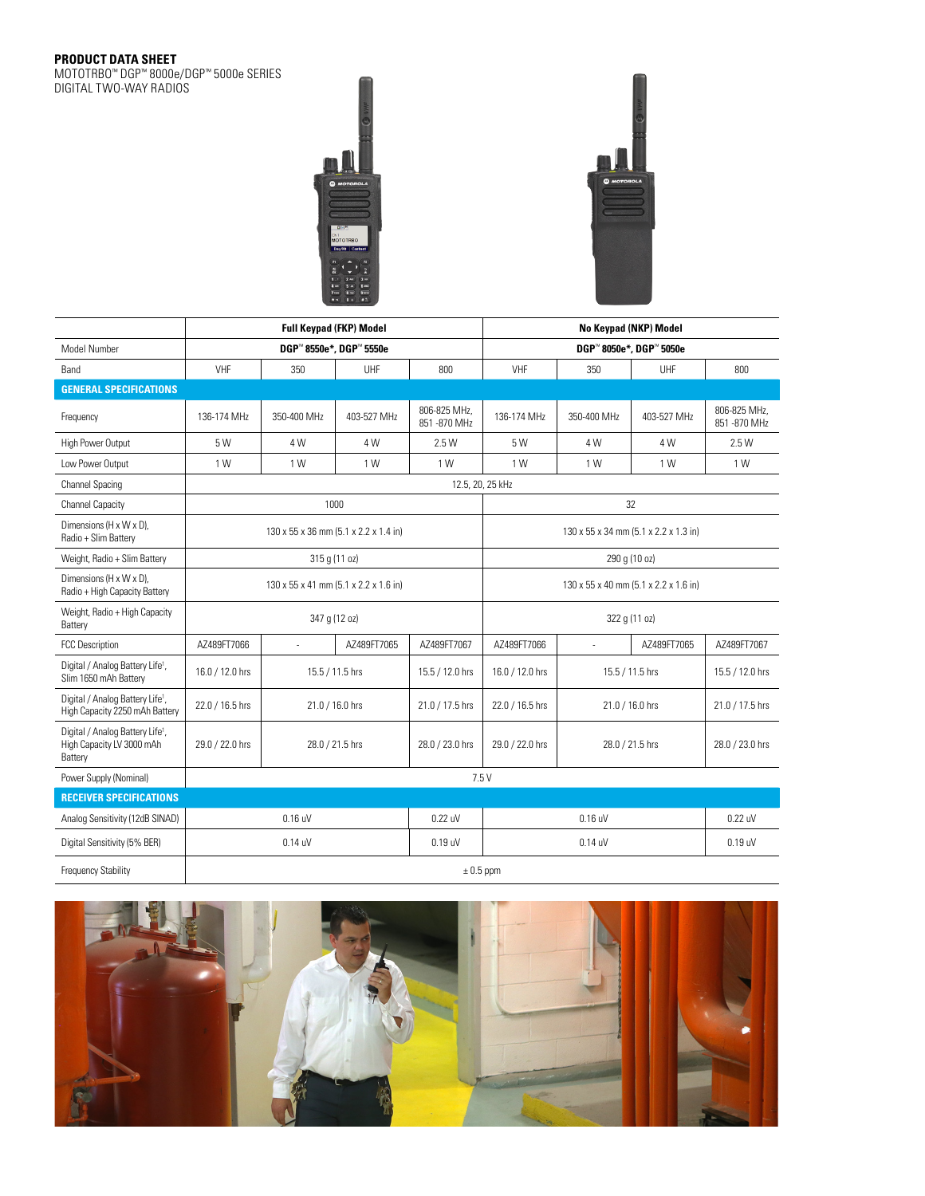**PRODUCT DATA SHEET**
MOTOTRBO™ DGP™ 8000e/DGP™ 5000e SERIES
DIGITAL TWO-WAY RADIOS

| | Full Keypad (FKP) Model | | | | No Keypad (NKP) Model | | | |
|---|---|---|---|---|---|---|---|---|
| Model Number | DGP™ 8550e*, DGP™ 5550e | | | | DGP™ 8050e*, DGP™ 5050e | | | |
| Band | VHF | 350 | UHF | 800 | VHF | 350 | UHF | 800 |
| **GENERAL SPECIFICATIONS** | | | | | | | | |
| Frequency | 136-174 MHz | 350-400 MHz | 403-527 MHz | 806-825 MHz, 851 -870 MHz | 136-174 MHz | 350-400 MHz | 403-527 MHz | 806-825 MHz, 851 -870 MHz |
| High Power Output | 5 W | 4 W | 4 W | 2.5 W | 5 W | 4 W | 4 W | 2.5 W |
| Low Power Output | 1 W | 1 W | 1 W | 1 W | 1 W | 1 W | 1 W | 1 W |
| Channel Spacing | 12.5, 20, 25 kHz | | | | | | | |
| Channel Capacity | 1000 | | | | 32 | | | |
| Dimensions (H x W x D), Radio + Slim Battery | 130 x 55 x 36 mm (5.1 x 2.2 x 1.4 in) | | | | 130 x 55 x 34 mm (5.1 x 2.2 x 1.3 in) | | | |
| Weight, Radio + Slim Battery | 315 g (11 oz) | | | | 290 g (10 oz) | | | |
| Dimensions (H x W x D), Radio + High Capacity Battery | 130 x 55 x 41 mm (5.1 x 2.2 x 1.6 in) | | | | 130 x 55 x 40 mm (5.1 x 2.2 x 1.6 in) | | | |
| Weight, Radio + High Capacity Battery | 347 g (12 oz) | | | | 322 g (11 oz) | | | |
| FCC Description | AZ489FT7066 | - | AZ489FT7065 | AZ489FT7067 | AZ489FT7066 | - | AZ489FT7065 | AZ489FT7067 |
| Digital / Analog Battery Life[1], Slim 1650 mAh Battery | 16.0 / 12.0 hrs | 15.5 / 11.5 hrs | | 15.5 / 12.0 hrs | 16.0 / 12.0 hrs | 15.5 / 11.5 hrs | | 15.5 / 12.0 hrs |
| Digital / Analog Battery Life[1], High Capacity 2250 mAh Battery | 22.0 / 16.5 hrs | 21.0 / 16.0 hrs | | 21.0 / 17.5 hrs | 22.0 / 16.5 hrs | 21.0 / 16.0 hrs | | 21.0 / 17.5 hrs |
| Digital / Analog Battery Life[1], High Capacity LV 3000 mAh Battery | 29.0 / 22.0 hrs | 28.0 / 21.5 hrs | | 28.0 / 23.0 hrs | 29.0 / 22.0 hrs | 28.0 / 21.5 hrs | | 28.0 / 23.0 hrs |
| Power Supply (Nominal) | 7.5 V | | | | | | | |
| **RECEIVER SPECIFICATIONS** | | | | | | | | |
| Analog Sensitivity (12dB SINAD) | 0.16 uV | | | 0.22 uV | 0.16 uV | | | 0.22 uV |
| Digital Sensitivity (5% BER) | 0.14 uV | | | 0.19 uV | 0.14 uV | | | 0.19 uV |
| Frequency Stability | ± 0.5 ppm | | | | | | | |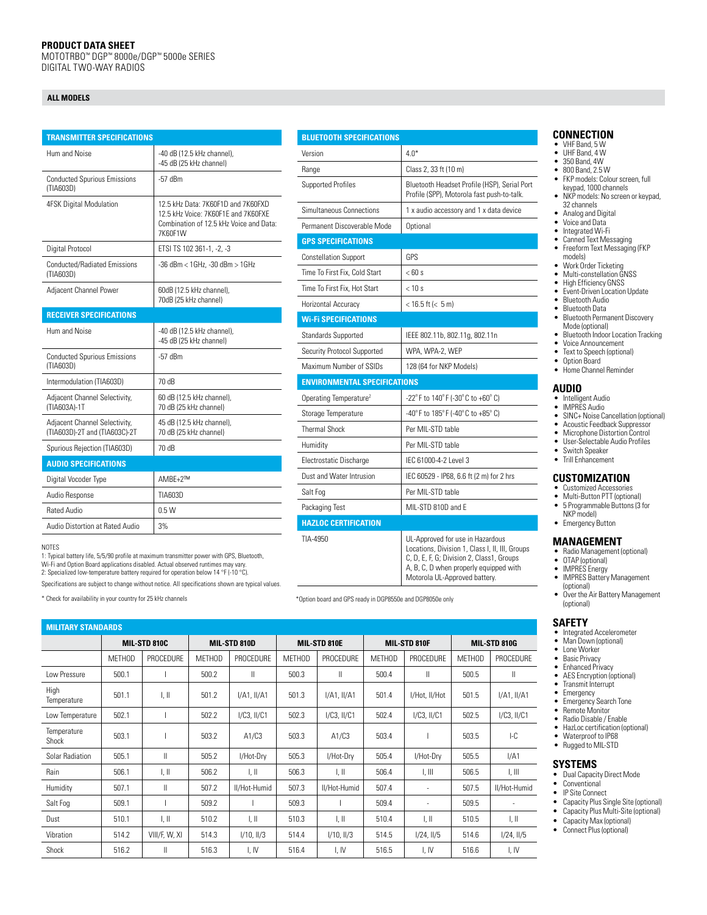**PRODUCT DATA SHEET**
MOTOTRBO™ DGP™ 8000e/DGP™ 5000e SERIES
DIGITAL TWO-WAY RADIOS

**ALL MODELS**

| TRANSMITTER SPECIFICATIONS | |
|---|---|
| Hum and Noise | -40 dB (12.5 kHz channel), -45 dB (25 kHz channel) |
| Conducted Spurious Emissions (TIA603D) | -57 dBm |
| 4FSK Digital Modulation | 12.5 kHz Data: 7K60F1D and 7K60FXD 12.5 kHz Voice: 7K60F1E and 7K60FXE Combination of 12.5 kHz Voice and Data: 7K60F1W |
| Digital Protocol | ETSI TS 102 361-1, -2, -3 |
| Conducted/Radiated Emissions (TIA603D) | -36 dBm < 1GHz, -30 dBm > 1GHz |
| Adjacent Channel Power | 60dB (12.5 kHz channel), 70dB (25 kHz channel) |

| RECEIVER SPECIFICATIONS | |
|---|---|
| Hum and Noise | -40 dB (12.5 kHz channel), -45 dB (25 kHz channel) |
| Conducted Spurious Emissions (TIA603D) | -57 dBm |
| Intermodulation (TIA603D) | 70 dB |
| Adjacent Channel Selectivity, (TIA603A)-1T | 60 dB (12.5 kHz channel), 70 dB (25 kHz channel) |
| Adjacent Channel Selectivity, (TIA603D)-2T and (TIA603C)-2T | 45 dB (12.5 kHz channel), 70 dB (25 kHz channel) |
| Spurious Rejection (TIA603D) | 70 dB |

| AUDIO SPECIFICATIONS | |
|---|---|
| Digital Vocoder Type | AMBE+2™ |
| Audio Response | TIA603D |
| Rated Audio | 0.5 W |
| Audio Distortion at Rated Audio | 3% |

NOTES
1: Typical battery life, 5/5/90 profile at maximum transmitter power with GPS, Bluetooth, Wi-Fi and Option Board applications disabled. Actual observed runtimes may vary.
2: Specialized low-temperature battery required for operation below 14 °F (-10 °C).

Specifications are subject to change without notice. All specifications shown are typical values.

\* Check for availability in your country for 25 kHz channels

| BLUETOOTH SPECIFICATIONS | |
|---|---|
| Version | 4.0* |
| Range | Class 2, 33 ft (10 m) |
| Supported Profiles | Bluetooth Headset Profile (HSP), Serial Port Profile (SPP), Motorola fast push-to-talk. |
| Simultaneous Connections | 1 x audio accessory and 1 x data device |
| Permanent Discoverable Mode | Optional |

| GPS SPECIFICATIONS | |
|---|---|
| Constellation Support | GPS |
| Time To First Fix, Cold Start | < 60 s |
| Time To First Fix, Hot Start | < 10 s |
| Horizontal Accuracy | < 16.5 ft (< 5 m) |

| Wi-Fi SPECIFICATIONS | |
|---|---|
| Standards Supported | IEEE 802.11b, 802.11g, 802.11n |
| Security Protocol Supported | WPA, WPA-2, WEP |
| Maximum Number of SSIDs | 128 (64 for NKP Models) |

| ENVIRONMENTAL SPECIFICATIONS | |
|---|---|
| Operating Temperature[2] | -22° F to 140° F (-30° C to +60° C) |
| Storage Temperature | -40° F to 185° F (-40° C to +85° C) |
| Thermal Shock | Per MIL-STD table |
| Humidity | Per MIL-STD table |
| Electrostatic Discharge | IEC 61000-4-2 Level 3 |
| Dust and Water Intrusion | IEC 60529 - IP68, 6.6 ft (2 m) for 2 hrs |
| Salt Fog | Per MIL-STD table |
| Packaging Test | MIL-STD 810D and E |

| HAZLOC CERTIFICATION | |
|---|---|
| TIA-4950 | UL-Approved for use in Hazardous Locations, Division 1, Class I, II, III, Groups C, D, E, F, G; Division 2, Class1, Groups A, B, C, D when properly equipped with Motorola UL-Approved battery. |

\*Option board and GPS ready in DGP8550e and DGP8050e only

**MILITARY STANDARDS**

| | MIL-STD 810C | | MIL-STD 810D | | MIL-STD 810E | | MIL-STD 810F | | MIL-STD 810G | |
|---|---|---|---|---|---|---|---|---|---|---|
| | METHOD | PROCEDURE | METHOD | PROCEDURE | METHOD | PROCEDURE | METHOD | PROCEDURE | METHOD | PROCEDURE |
| Low Pressure | 500.1 | I | 500.2 | II | 500.3 | II | 500.4 | II | 500.5 | II |
| High Temperature | 501.1 | I, II | 501.2 | I/A1, II/A1 | 501.3 | I/A1, II/A1 | 501.4 | I/Hot, II/Hot | 501.5 | I/A1, II/A1 |
| Low Temperature | 502.1 | I | 502.2 | I/C3, II/C1 | 502.3 | I/C3, II/C1 | 502.4 | I/C3, II/C1 | 502.5 | I/C3, II/C1 |
| Temperature Shock | 503.1 | I | 503.2 | A1/C3 | 503.3 | A1/C3 | 503.4 | I | 503.5 | I-C |
| Solar Radiation | 505.1 | II | 505.2 | I/Hot-Dry | 505.3 | I/Hot-Dry | 505.4 | I/Hot-Dry | 505.5 | I/A1 |
| Rain | 506.1 | I, II | 506.2 | I, II | 506.3 | I, II | 506.4 | I, III | 506.5 | I, III |
| Humidity | 507.1 | II | 507.2 | II/Hot-Humid | 507.3 | II/Hot-Humid | 507.4 | - | 507.5 | II/Hot-Humid |
| Salt Fog | 509.1 | I | 509.2 | I | 509.3 | I | 509.4 | - | 509.5 | - |
| Dust | 510.1 | I, II | 510.2 | I, II | 510.3 | I, II | 510.4 | I, II | 510.5 | I, II |
| Vibration | 514.2 | VIII/F, W, XI | 514.3 | I/10, II/3 | 514.4 | I/10, II/3 | 514.5 | I/24, II/5 | 514.6 | I/24, II/5 |
| Shock | 516.2 | II | 516.3 | I, IV | 516.4 | I, IV | 516.5 | I, IV | 516.6 | I, IV |

## CONNECTION

- VHF Band, 5 W
- UHF Band, 4 W
- 350 Band, 4W
- 800 Band, 2.5 W
- FKP models: Colour screen, full keypad, 1000 channels
- NKP models: No screen or keypad, 32 channels
- Analog and Digital
- Voice and Data
- Integrated Wi-Fi
- Canned Text Messaging
- Freeform Text Messaging (FKP models)
- Work Order Ticketing
- Multi-constellation GNSS
- High Efficiency GNSS
- Event-Driven Location Update
- Bluetooth Audio
- Bluetooth Data
- Bluetooth Permanent Discovery Mode (optional)
- Bluetooth Indoor Location Tracking
- Voice Announcement
- Text to Speech (optional)
- Option Board
- Home Channel Reminder

## AUDIO

- Intelligent Audio
- IMPRES Audio
- SINC+ Noise Cancellation (optional)
- Acoustic Feedback Suppressor
- Microphone Distortion Control
- User-Selectable Audio Profiles
- Switch Speaker
- Trill Enhancement

## CUSTOMIZATION

- Customized Accessories
- Multi-Button PTT (optional)
- 5 Programmable Buttons (3 for NKP model)
- Emergency Button

## MANAGEMENT

- Radio Management (optional)
- OTAP (optional)
- IMPRES Energy
- IMPRES Battery Management (optional)
- Over the Air Battery Management (optional)

## SAFETY

- Integrated Accelerometer
- Man Down (optional)
- Lone Worker
- Basic Privacy
- Enhanced Privacy
- AES Encryption (optional)
- Transmit Interrupt
- Emergency
- Emergency Search Tone
- Remote Monitor
- Radio Disable / Enable
- HazLoc certification (optional)
- Waterproof to IP68
- Rugged to MIL-STD

## SYSTEMS

- Dual Capacity Direct Mode
- Conventional
- IP Site Connect
- Capacity Plus Single Site (optional)
- Capacity Plus Multi-Site (optional)
- Capacity Max (optional)
- Connect Plus (optional)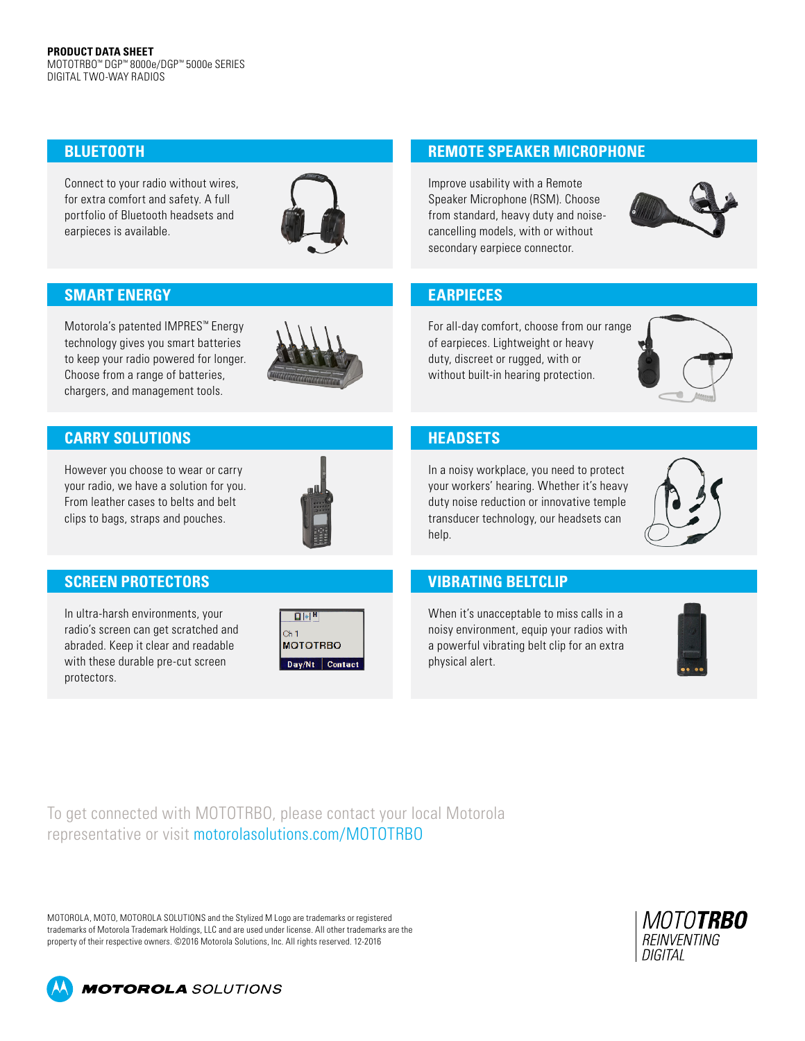## BLUETOOTH

Connect to your radio without wires, for extra comfort and safety. A full portfolio of Bluetooth headsets and earpieces is available.

## REMOTE SPEAKER MICROPHONE

Improve usability with a Remote Speaker Microphone (RSM). Choose from standard, heavy duty and noise-cancelling models, with or without secondary earpiece connector.

## SMART ENERGY

Motorola's patented IMPRES™ Energy technology gives you smart batteries to keep your radio powered for longer. Choose from a range of batteries, chargers, and management tools.

## EARPIECES

For all-day comfort, choose from our range of earpieces. Lightweight or heavy duty, discreet or rugged, with or without built-in hearing protection.

## CARRY SOLUTIONS

However you choose to wear or carry your radio, we have a solution for you. From leather cases to belts and belt clips to bags, straps and pouches.

## HEADSETS

In a noisy workplace, you need to protect your workers' hearing. Whether it's heavy duty noise reduction or innovative temple transducer technology, our headsets can help.

## SCREEN PROTECTORS

In ultra-harsh environments, your radio's screen can get scratched and abraded. Keep it clear and readable with these durable pre-cut screen protectors.

## VIBRATING BELTCLIP

When it's unacceptable to miss calls in a noisy environment, equip your radios with a powerful vibrating belt clip for an extra physical alert.

To get connected with MOTOTRBO, please contact your local Motorola representative or visit motorolasolutions.com/MOTOTRBO

MOTOROLA, MOTO, MOTOROLA SOLUTIONS and the Stylized M Logo are trademarks or registered trademarks of Motorola Trademark Holdings, LLC and are used under license. All other trademarks are the property of their respective owners. ©2016 Motorola Solutions, Inc. All rights reserved. 12-2016

MOTOTRBO REINVENTING DIGITAL

MOTOROLA SOLUTIONS